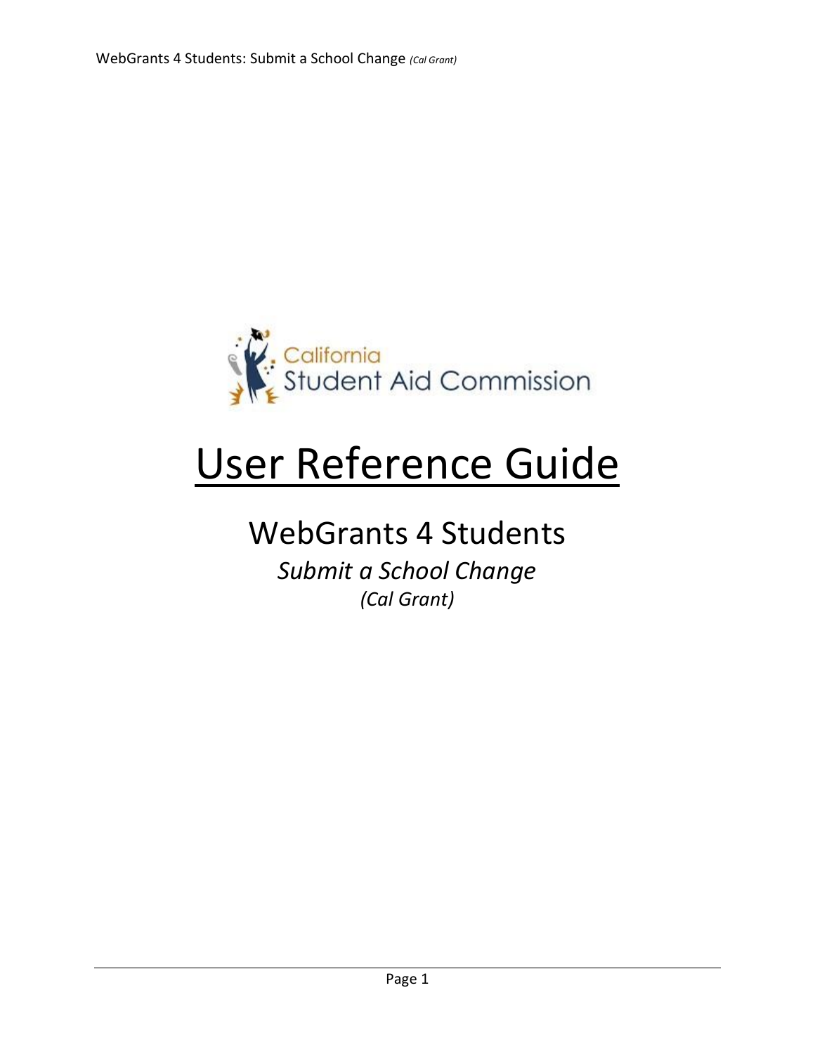California Student Aid Commission

# User Reference Guide

## WebGrants 4 Students

### *Submit a School Change*

*(Cal Grant)*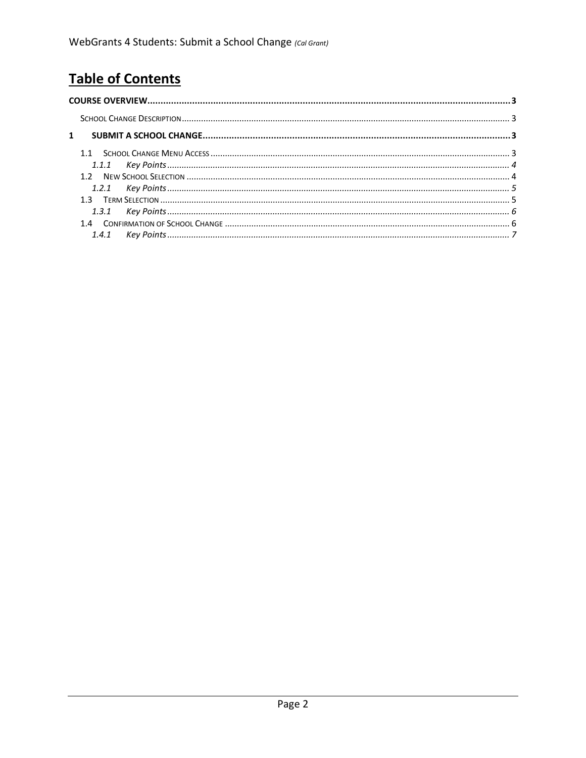# Table of Contents

**COURSE OVERVIEW** ........................................................ 3

- SCHOOL CHANGE DESCRIPTION ........................................................ 3

**1 SUBMIT A SCHOOL CHANGE** ........................................................ 3

- 1.1 SCHOOL CHANGE MENU ACCESS ........................................................ 3
  - *1.1.1 Key Points* ........................................................ *4*
- 1.2 NEW SCHOOL SELECTION ........................................................ 4
  - *1.2.1 Key Points* ........................................................ *5*
- 1.3 TERM SELECTION ........................................................ 5
  - *1.3.1 Key Points* ........................................................ *6*
- 1.4 CONFIRMATION OF SCHOOL CHANGE ........................................................ 6
  - *1.4.1 Key Points* ........................................................ *7*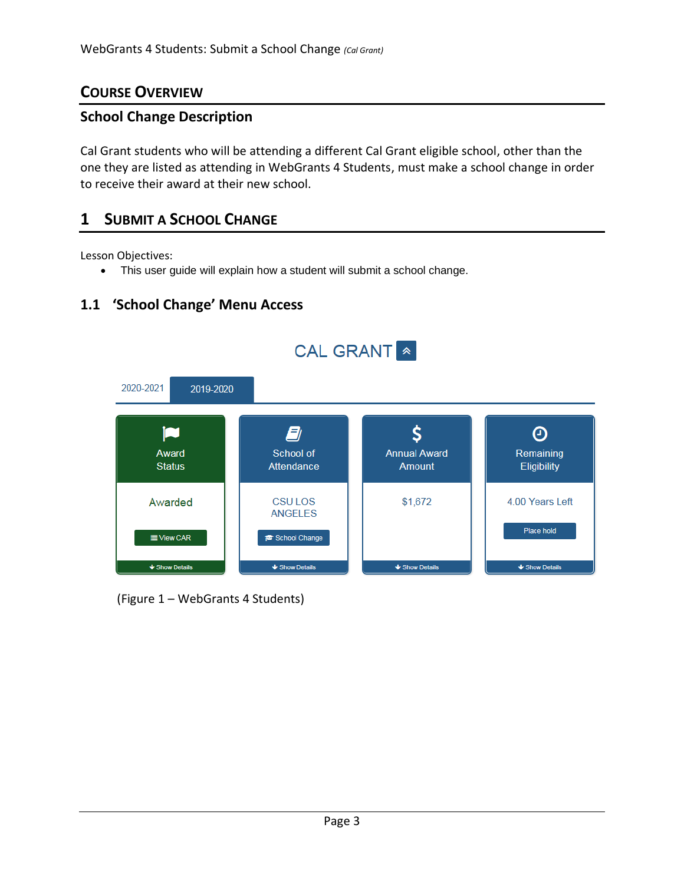# Course Overview

## School Change Description

Cal Grant students who will be attending a different Cal Grant eligible school, other than the one they are listed as attending in WebGrants 4 Students, must make a school change in order to receive their award at their new school.

# 1 Submit a School Change

Lesson Objectives:

- This user guide will explain how a student will submit a school change.

## 1.1 'School Change' Menu Access

CAL GRANT

2020-2021 | 2019-2020

| Award Status | School of Attendance | Annual Award Amount | Remaining Eligibility |
| --- | --- | --- | --- |
| Awarded | CSU LOS ANGELES | $1,672 | 4.00 Years Left |
| View CAR | School Change | | Place hold |
| Show Details | Show Details | Show Details | Show Details |

(Figure 1 – WebGrants 4 Students)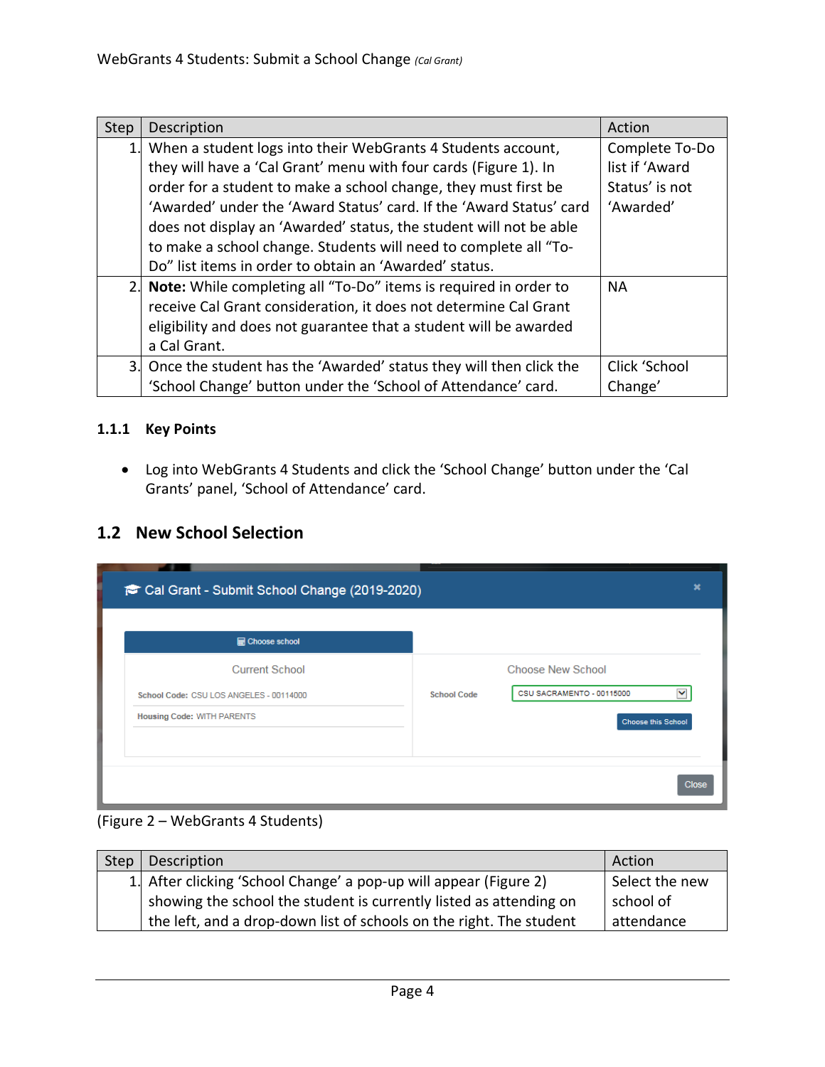| Step | Description | Action |
|---|---|---|
| 1. | When a student logs into their WebGrants 4 Students account, they will have a 'Cal Grant' menu with four cards (Figure 1). In order for a student to make a school change, they must first be 'Awarded' under the 'Award Status' card. If the 'Award Status' card does not display an 'Awarded' status, the student will not be able to make a school change. Students will need to complete all "To-Do" list items in order to obtain an 'Awarded' status. | Complete To-Do list if 'Award Status' is not 'Awarded' |
| 2. | **Note:** While completing all "To-Do" items is required in order to receive Cal Grant consideration, it does not determine Cal Grant eligibility and does not guarantee that a student will be awarded a Cal Grant. | NA |
| 3. | Once the student has the 'Awarded' status they will then click the 'School Change' button under the 'School of Attendance' card. | Click 'School Change' |

### 1.1.1 Key Points

- Log into WebGrants 4 Students and click the 'School Change' button under the 'Cal Grants' panel, 'School of Attendance' card.

## 1.2 New School Selection

(Figure 2 – WebGrants 4 Students)

| Step | Description | Action |
|---|---|---|
| 1. | After clicking 'School Change' a pop-up will appear (Figure 2) showing the school the student is currently listed as attending on the left, and a drop-down list of schools on the right. The student | Select the new school of attendance |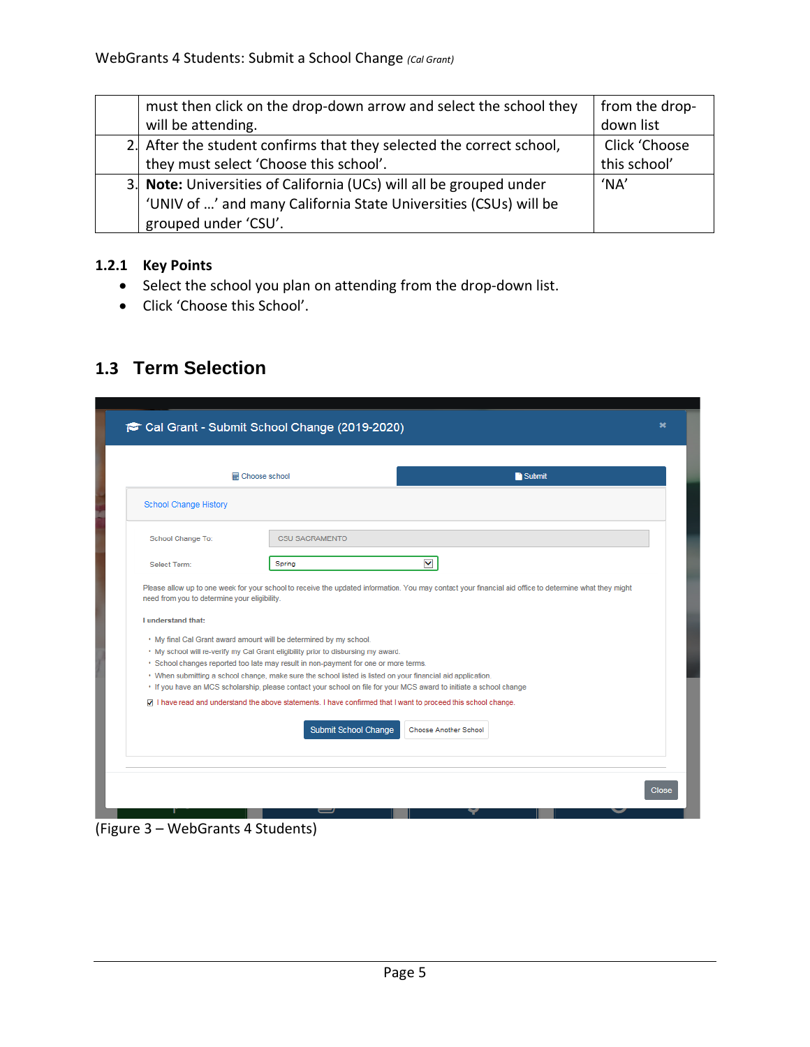| | | |
|---|---|---|
| | must then click on the drop-down arrow and select the school they will be attending. | from the drop-down list |
| 2. | After the student confirms that they selected the correct school, they must select 'Choose this school'. | Click 'Choose this school' |
| 3. | **Note:** Universities of California (UCs) will all be grouped under 'UNIV of …' and many California State Universities (CSUs) will be grouped under 'CSU'. | 'NA' |

### 1.2.1 Key Points

- Select the school you plan on attending from the drop-down list.
- Click 'Choose this School'.

## 1.3 Term Selection

(Figure 3 – WebGrants 4 Students)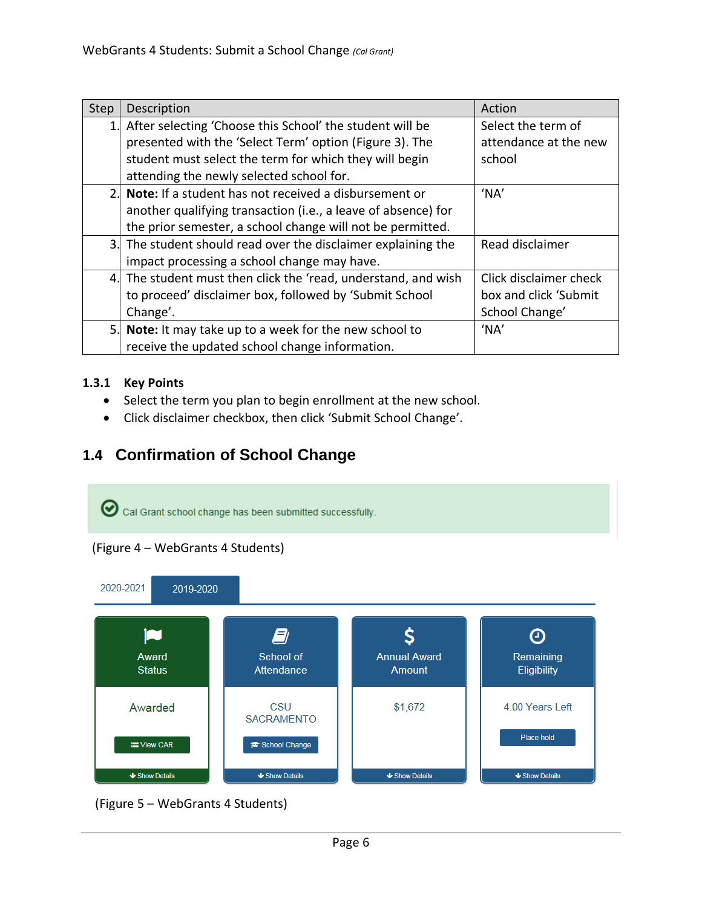| Step | Description | Action |
|---|---|---|
| 1. | After selecting 'Choose this School' the student will be presented with the 'Select Term' option (Figure 3). The student must select the term for which they will begin attending the newly selected school for. | Select the term of attendance at the new school |
| 2. | **Note:** If a student has not received a disbursement or another qualifying transaction (i.e., a leave of absence) for the prior semester, a school change will not be permitted. | 'NA' |
| 3. | The student should read over the disclaimer explaining the impact processing a school change may have. | Read disclaimer |
| 4. | The student must then click the 'read, understand, and wish to proceed' disclaimer box, followed by 'Submit School Change'. | Click disclaimer check box and click 'Submit School Change' |
| 5. | **Note:** It may take up to a week for the new school to receive the updated school change information. | 'NA' |

### 1.3.1 Key Points

- Select the term you plan to begin enrollment at the new school.
- Click disclaimer checkbox, then click 'Submit School Change'.

## 1.4 Confirmation of School Change

Cal Grant school change has been submitted successfully.

(Figure 4 – WebGrants 4 Students)

2020-2021 | 2019-2020

| Award Status | School of Attendance | Annual Award Amount | Remaining Eligibility |
|---|---|---|---|
| Awarded | CSU SACRAMENTO | $1,672 | 4.00 Years Left |
| View CAR | School Change | | Place hold |
| Show Details | Show Details | Show Details | Show Details |

(Figure 5 – WebGrants 4 Students)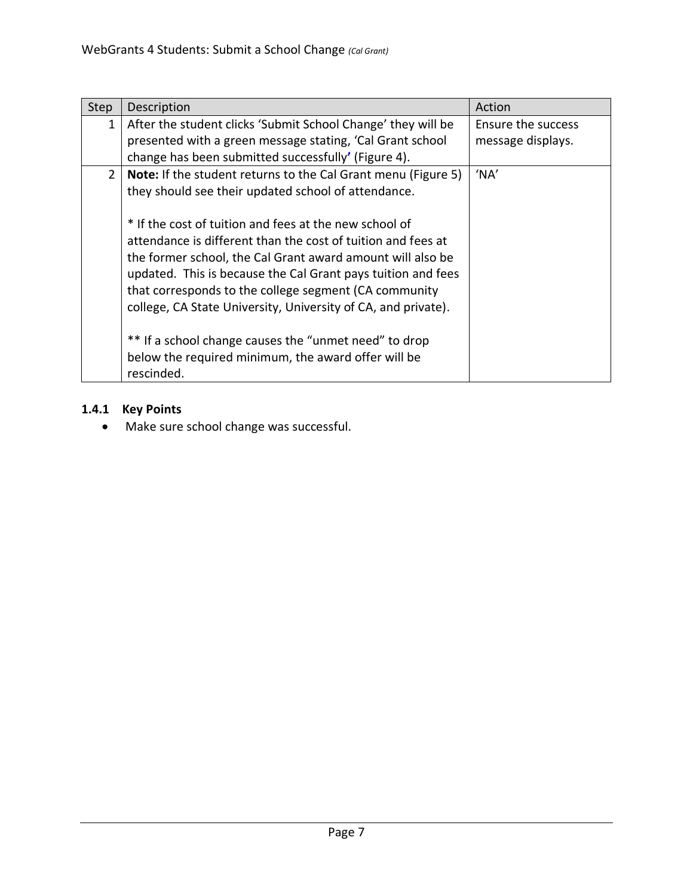| Step | Description | Action |
|---|---|---|
| 1 | After the student clicks 'Submit School Change' they will be presented with a green message stating, 'Cal Grant school change has been submitted successfully' (Figure 4). | Ensure the success message displays. |
| 2 | **Note:** If the student returns to the Cal Grant menu (Figure 5) they should see their updated school of attendance.<br><br>* If the cost of tuition and fees at the new school of attendance is different than the cost of tuition and fees at the former school, the Cal Grant award amount will also be updated. This is because the Cal Grant pays tuition and fees that corresponds to the college segment (CA community college, CA State University, University of CA, and private).<br><br>** If a school change causes the "unmet need" to drop below the required minimum, the award offer will be rescinded. | 'NA' |

### 1.4.1 Key Points

- Make sure school change was successful.